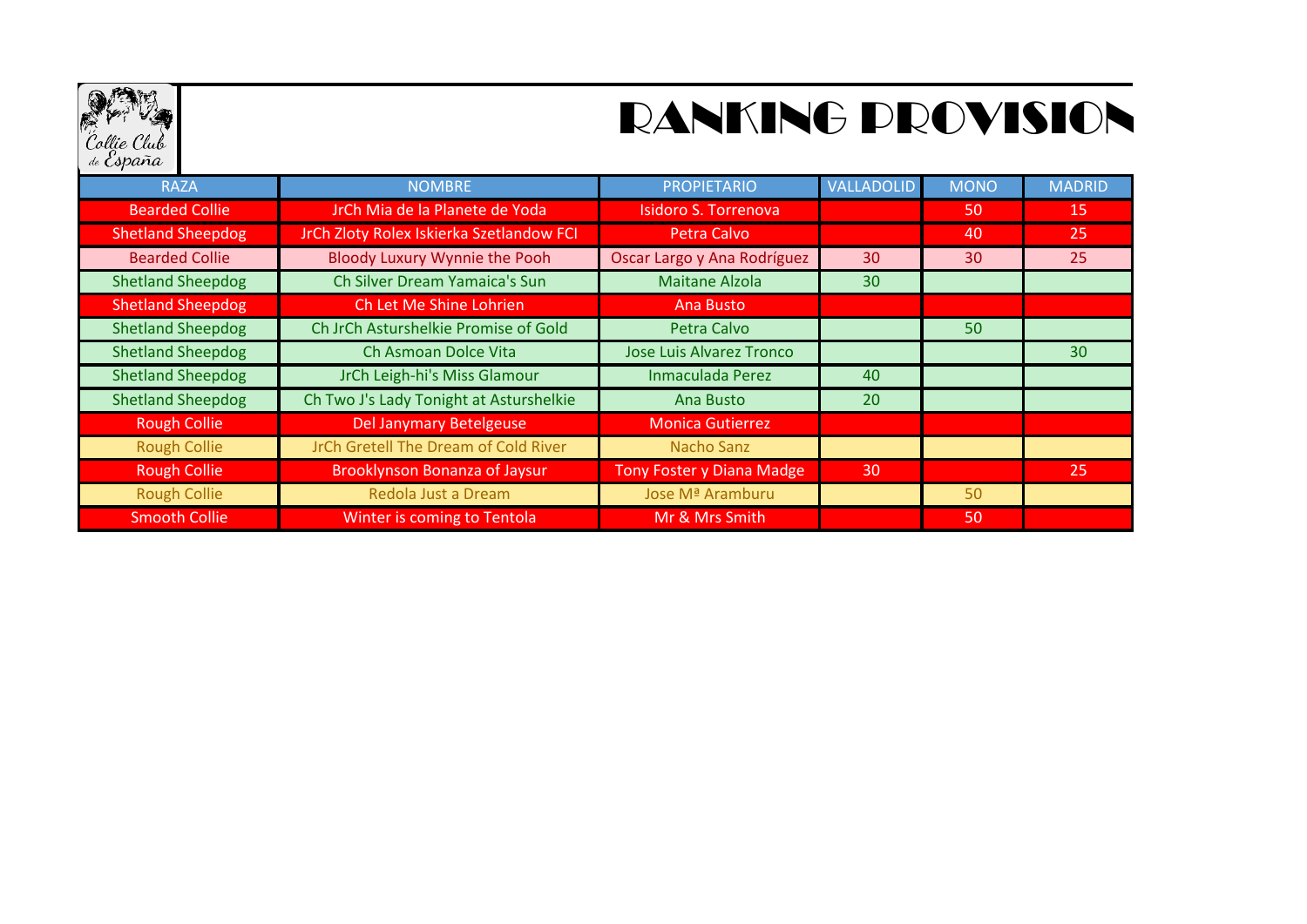Collie Club de España

# RANKING PROVISION

| RAZA | NOMBRE | PROPIETARIO | VALLADOLID | MONO | MADRID |
|---|---|---|---|---|---|
| Bearded Collie | JrCh Mia de la Planete de Yoda | Isidoro S. Torrenova | | 50 | 15 |
| Shetland Sheepdog | JrCh Zloty Rolex Iskierka Szetlandow FCI | Petra Calvo | | 40 | 25 |
| Bearded Collie | Bloody Luxury Wynnie the Pooh | Oscar Largo y Ana Rodríguez | 30 | 30 | 25 |
| Shetland Sheepdog | Ch Silver Dream Yamaica's Sun | Maitane Alzola | 30 | | |
| Shetland Sheepdog | Ch Let Me Shine Lohrien | Ana Busto | | | |
| Shetland Sheepdog | Ch JrCh Asturshelkie Promise of Gold | Petra Calvo | | 50 | |
| Shetland Sheepdog | Ch Asmoan Dolce Vita | Jose Luis Alvarez Tronco | | | 30 |
| Shetland Sheepdog | JrCh Leigh-hi's Miss Glamour | Inmaculada Perez | 40 | | |
| Shetland Sheepdog | Ch Two J's Lady Tonight at Asturshelkie | Ana Busto | 20 | | |
| Rough Collie | Del Janymary Betelgeuse | Monica Gutierrez | | | |
| Rough Collie | JrCh Gretell The Dream of Cold River | Nacho Sanz | | | |
| Rough Collie | Brooklynson Bonanza of Jaysur | Tony Foster y Diana Madge | 30 | | 25 |
| Rough Collie | Redola Just a Dream | Jose Mª Aramburu | | 50 | |
| Smooth Collie | Winter is coming to Tentola | Mr & Mrs Smith | | 50 | |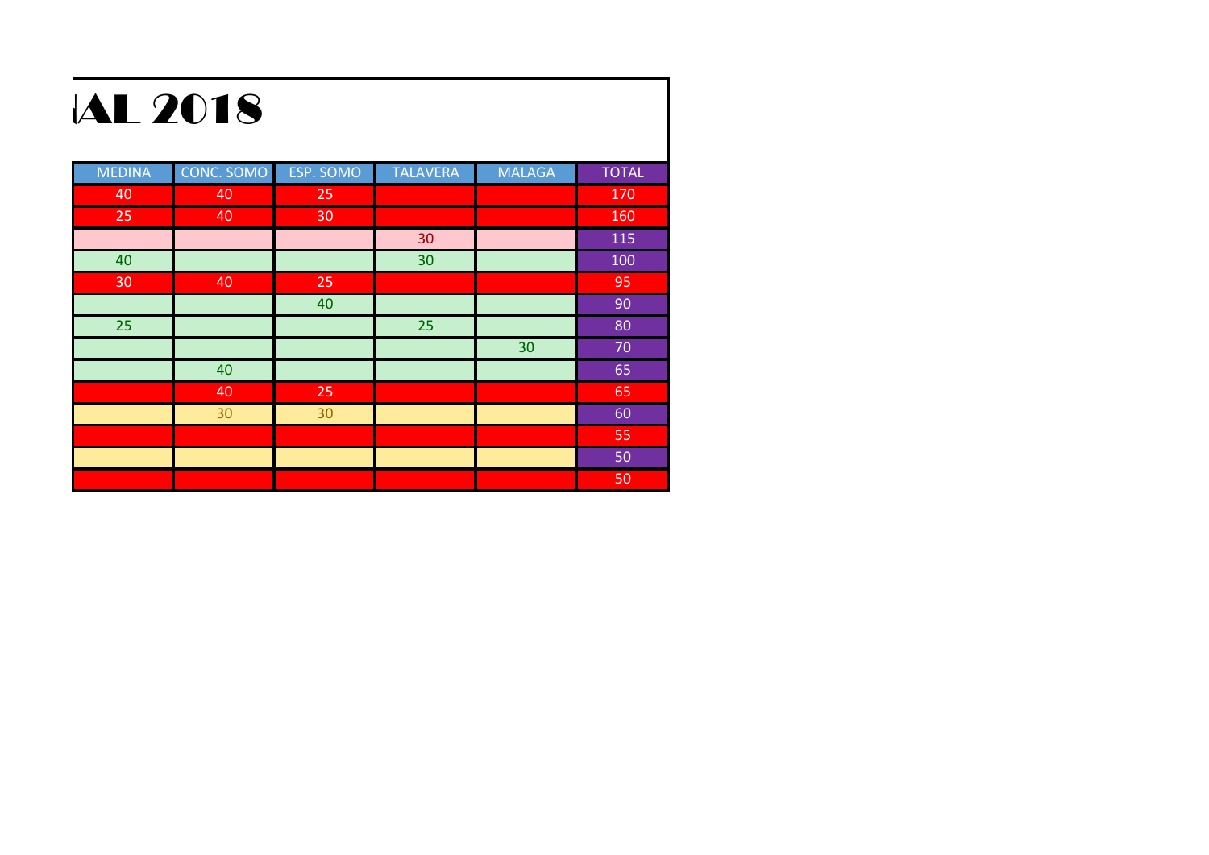# AL 2018

| MEDINA | CONC. SOMO | ESP. SOMO | TALAVERA | MALAGA | TOTAL |
|---|---|---|---|---|---|
| 40 | 40 | 25 | | | 170 |
| 25 | 40 | 30 | | | 160 |
| | | | 30 | | 115 |
| 40 | | | 30 | | 100 |
| 30 | 40 | 25 | | | 95 |
| | | 40 | | | 90 |
| 25 | | | 25 | | 80 |
| | | | | 30 | 70 |
| | 40 | | | | 65 |
| | 40 | 25 | | | 65 |
| | 30 | 30 | | | 60 |
| | | | | | 55 |
| | | | | | 50 |
| | | | | | 50 |